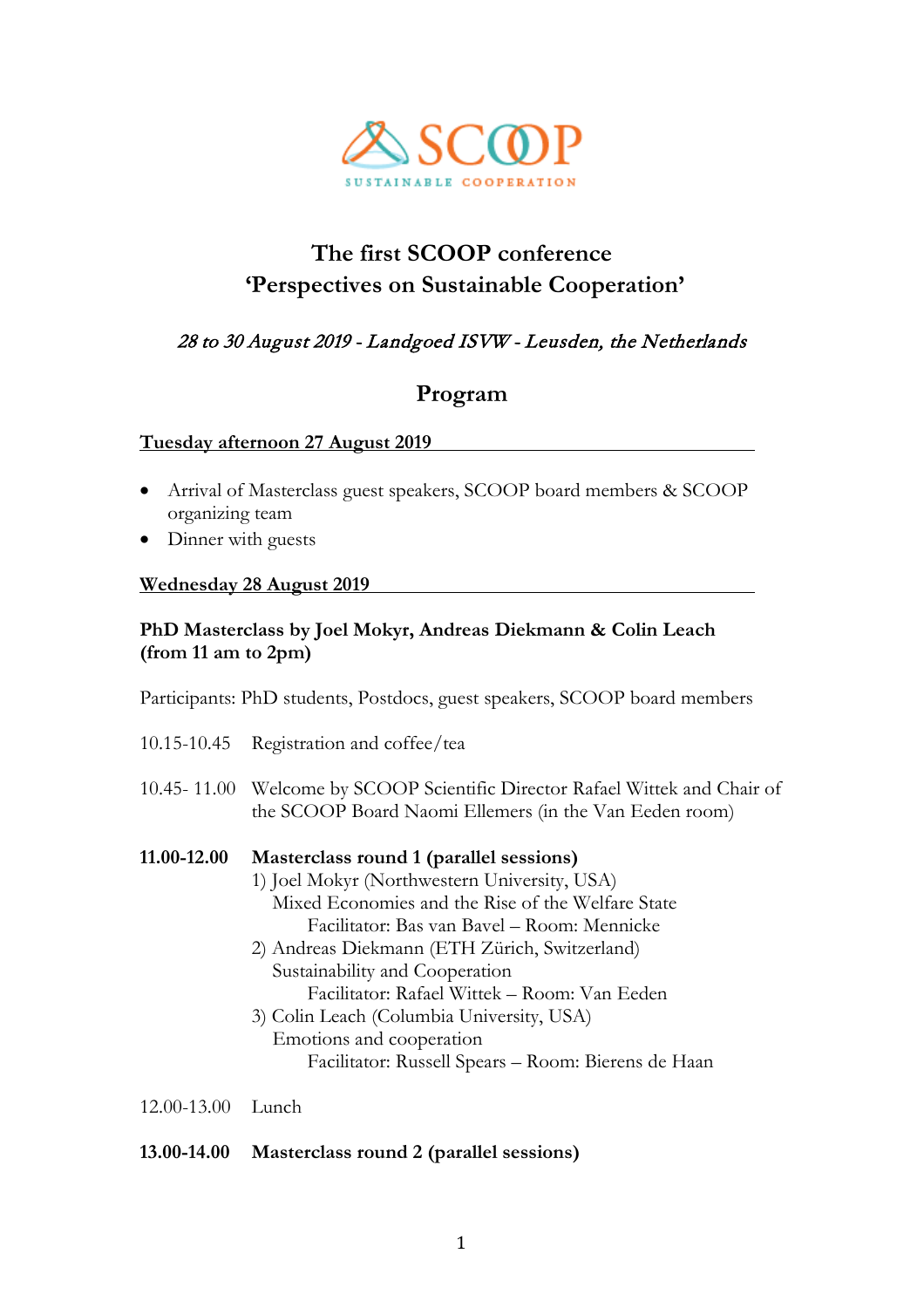SCOOP
SUSTAINABLE COOPERATION

# The first SCOOP conference
# 'Perspectives on Sustainable Cooperation'

*28 to 30 August 2019 - Landgoed ISVW - Leusden, the Netherlands*

## Program

### Tuesday afternoon 27 August 2019

- Arrival of Masterclass guest speakers, SCOOP board members & SCOOP organizing team
- Dinner with guests

### Wednesday 28 August 2019

**PhD Masterclass by Joel Mokyr, Andreas Diekmann & Colin Leach (from 11 am to 2pm)**

Participants: PhD students, Postdocs, guest speakers, SCOOP board members

10.15-10.45 Registration and coffee/tea

10.45- 11.00 Welcome by SCOOP Scientific Director Rafael Wittek and Chair of the SCOOP Board Naomi Ellemers (in the Van Eeden room)

**11.00-12.00 Masterclass round 1 (parallel sessions)**

1) Joel Mokyr (Northwestern University, USA)
   Mixed Economies and the Rise of the Welfare State
   Facilitator: Bas van Bavel – Room: Mennicke
2) Andreas Diekmann (ETH Zürich, Switzerland)
   Sustainability and Cooperation
   Facilitator: Rafael Wittek – Room: Van Eeden
3) Colin Leach (Columbia University, USA)
   Emotions and cooperation
   Facilitator: Russell Spears – Room: Bierens de Haan

12.00-13.00 Lunch

**13.00-14.00 Masterclass round 2 (parallel sessions)**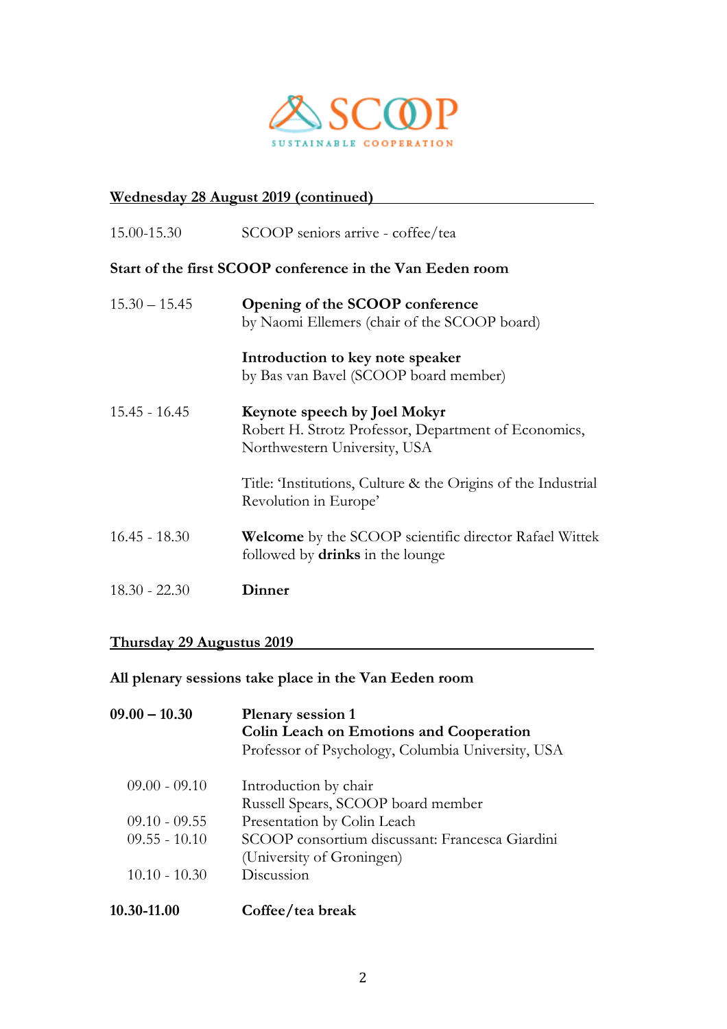SCOOP
SUSTAINABLE COOPERATION

## Wednesday 28 August 2019 (continued)

15.00-15.30 SCOOP seniors arrive - coffee/tea

**Start of the first SCOOP conference in the Van Eeden room**

| | |
|---|---|
| 15.30 – 15.45 | **Opening of the SCOOP conference**<br>by Naomi Ellemers (chair of the SCOOP board) |
| | **Introduction to key note speaker**<br>by Bas van Bavel (SCOOP board member) |
| 15.45 - 16.45 | **Keynote speech by Joel Mokyr**<br>Robert H. Strotz Professor, Department of Economics, Northwestern University, USA |
| | Title: 'Institutions, Culture & the Origins of the Industrial Revolution in Europe' |
| 16.45 - 18.30 | **Welcome** by the SCOOP scientific director Rafael Wittek followed by **drinks** in the lounge |
| 18.30 - 22.30 | **Dinner** |

## Thursday 29 Augustus 2019

**All plenary sessions take place in the Van Eeden room**

| | |
|---|---|
| **09.00 – 10.30** | **Plenary session 1**<br>**Colin Leach on Emotions and Cooperation**<br>Professor of Psychology, Columbia University, USA |
| 09.00 - 09.10 | Introduction by chair<br>Russell Spears, SCOOP board member |
| 09.10 - 09.55 | Presentation by Colin Leach |
| 09.55 - 10.10 | SCOOP consortium discussant: Francesca Giardini (University of Groningen) |
| 10.10 - 10.30 | Discussion |
| **10.30-11.00** | **Coffee/tea break** |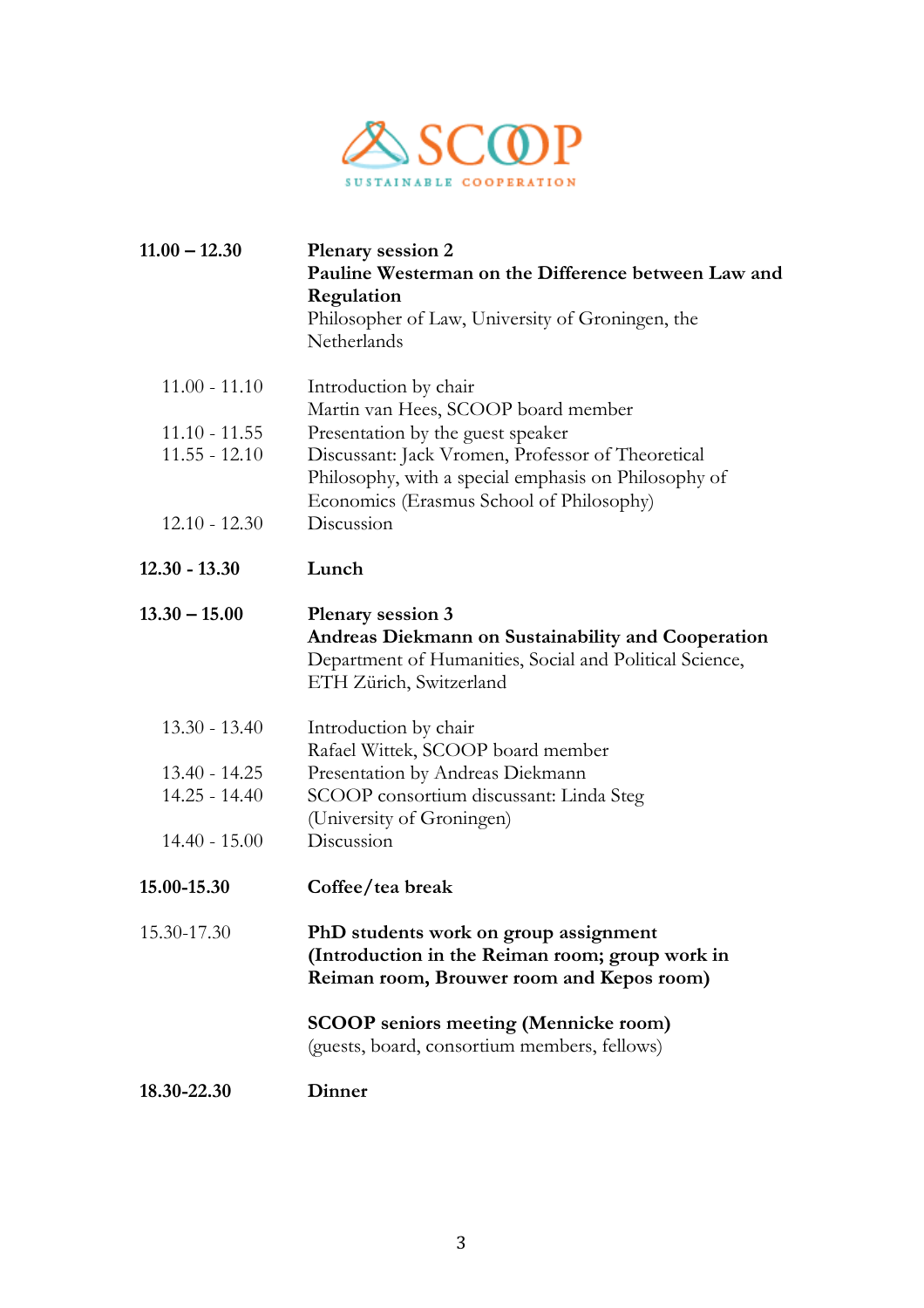SCOOP
SUSTAINABLE COOPERATION

| | |
|---|---|
| **11.00 – 12.30** | **Plenary session 2**<br>**Pauline Westerman on the Difference between Law and Regulation**<br>Philosopher of Law, University of Groningen, the Netherlands |
| 11.00 - 11.10 | Introduction by chair<br>Martin van Hees, SCOOP board member |
| 11.10 - 11.55 | Presentation by the guest speaker |
| 11.55 - 12.10 | Discussant: Jack Vromen, Professor of Theoretical Philosophy, with a special emphasis on Philosophy of Economics (Erasmus School of Philosophy) |
| 12.10 - 12.30 | Discussion |
| **12.30 - 13.30** | **Lunch** |
| **13.30 – 15.00** | **Plenary session 3**<br>**Andreas Diekmann on Sustainability and Cooperation**<br>Department of Humanities, Social and Political Science, ETH Zürich, Switzerland |
| 13.30 - 13.40 | Introduction by chair<br>Rafael Wittek, SCOOP board member |
| 13.40 - 14.25 | Presentation by Andreas Diekmann |
| 14.25 - 14.40 | SCOOP consortium discussant: Linda Steg (University of Groningen) |
| 14.40 - 15.00 | Discussion |
| **15.00-15.30** | **Coffee/tea break** |
| 15.30-17.30 | **PhD students work on group assignment (Introduction in the Reiman room; group work in Reiman room, Brouwer room and Kepos room)**<br><br>**SCOOP seniors meeting (Mennicke room)**<br>(guests, board, consortium members, fellows) |
| **18.30-22.30** | **Dinner** |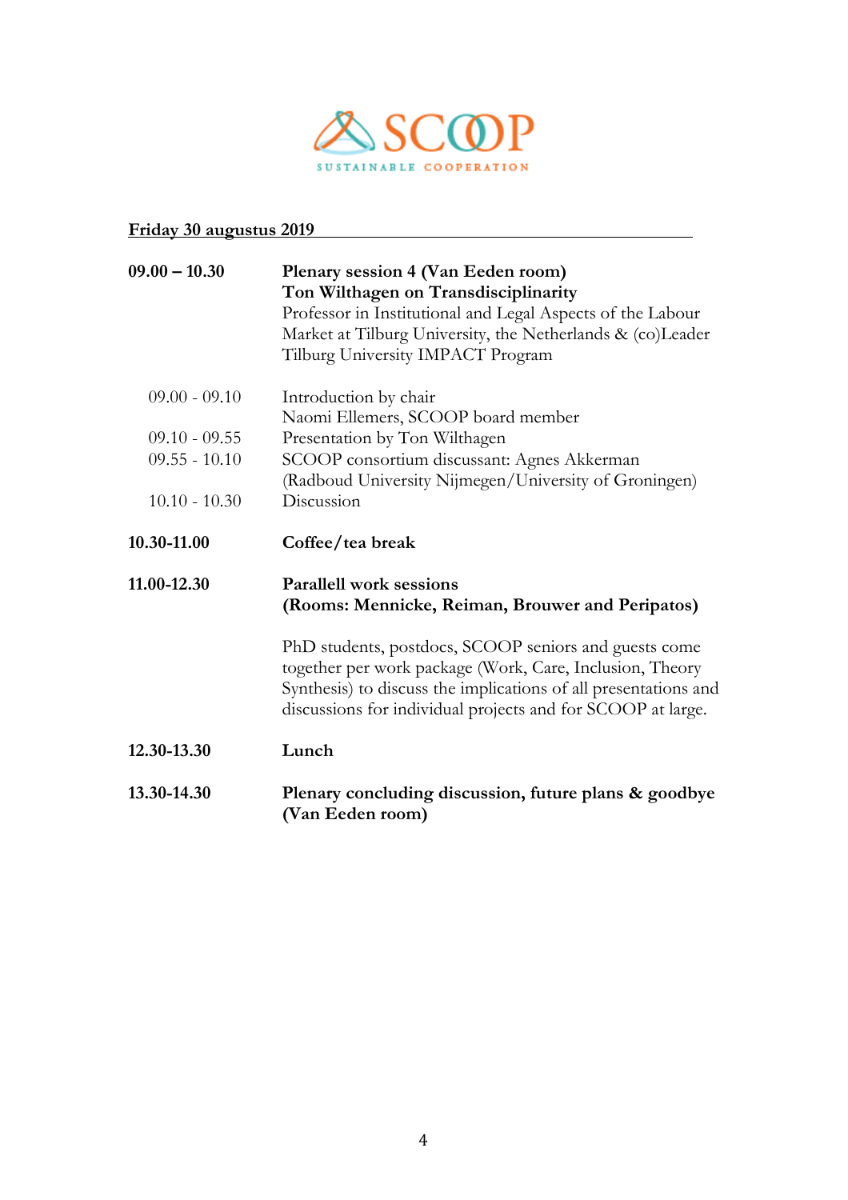SCOOP
SUSTAINABLE COOPERATION

**Friday 30 augustus 2019**

**09.00 – 10.30** **Plenary session 4 (Van Eeden room)**
**Ton Wilthagen on Transdisciplinarity**
Professor in Institutional and Legal Aspects of the Labour Market at Tilburg University, the Netherlands & (co)Leader Tilburg University IMPACT Program

| | |
|---|---|
| 09.00 - 09.10 | Introduction by chair<br>Naomi Ellemers, SCOOP board member |
| 09.10 - 09.55 | Presentation by Ton Wilthagen |
| 09.55 - 10.10 | SCOOP consortium discussant: Agnes Akkerman (Radboud University Nijmegen/University of Groningen) |
| 10.10 - 10.30 | Discussion |

**10.30-11.00** **Coffee/tea break**

**11.00-12.30** **Parallell work sessions**
**(Rooms: Mennicke, Reiman, Brouwer and Peripatos)**

PhD students, postdocs, SCOOP seniors and guests come together per work package (Work, Care, Inclusion, Theory Synthesis) to discuss the implications of all presentations and discussions for individual projects and for SCOOP at large.

**12.30-13.30** **Lunch**

**13.30-14.30** **Plenary concluding discussion, future plans & goodbye (Van Eeden room)**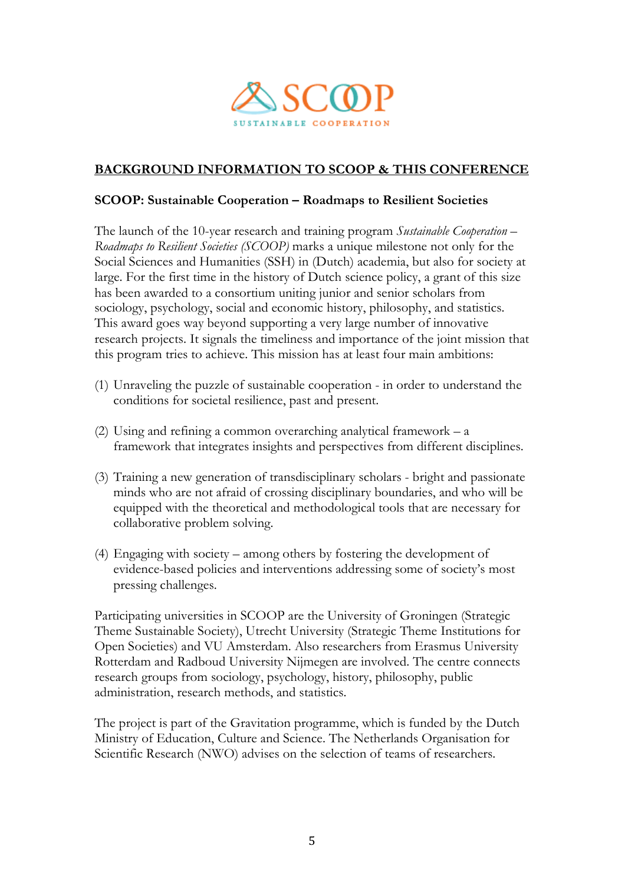## BACKGROUND INFORMATION TO SCOOP & THIS CONFERENCE

### SCOOP: Sustainable Cooperation – Roadmaps to Resilient Societies

The launch of the 10-year research and training program *Sustainable Cooperation – Roadmaps to Resilient Societies (SCOOP)* marks a unique milestone not only for the Social Sciences and Humanities (SSH) in (Dutch) academia, but also for society at large. For the first time in the history of Dutch science policy, a grant of this size has been awarded to a consortium uniting junior and senior scholars from sociology, psychology, social and economic history, philosophy, and statistics. This award goes way beyond supporting a very large number of innovative research projects. It signals the timeliness and importance of the joint mission that this program tries to achieve. This mission has at least four main ambitions:

(1) Unraveling the puzzle of sustainable cooperation - in order to understand the conditions for societal resilience, past and present.

(2) Using and refining a common overarching analytical framework – a framework that integrates insights and perspectives from different disciplines.

(3) Training a new generation of transdisciplinary scholars - bright and passionate minds who are not afraid of crossing disciplinary boundaries, and who will be equipped with the theoretical and methodological tools that are necessary for collaborative problem solving.

(4) Engaging with society – among others by fostering the development of evidence-based policies and interventions addressing some of society's most pressing challenges.

Participating universities in SCOOP are the University of Groningen (Strategic Theme Sustainable Society), Utrecht University (Strategic Theme Institutions for Open Societies) and VU Amsterdam. Also researchers from Erasmus University Rotterdam and Radboud University Nijmegen are involved. The centre connects research groups from sociology, psychology, history, philosophy, public administration, research methods, and statistics.

The project is part of the Gravitation programme, which is funded by the Dutch Ministry of Education, Culture and Science. The Netherlands Organisation for Scientific Research (NWO) advises on the selection of teams of researchers.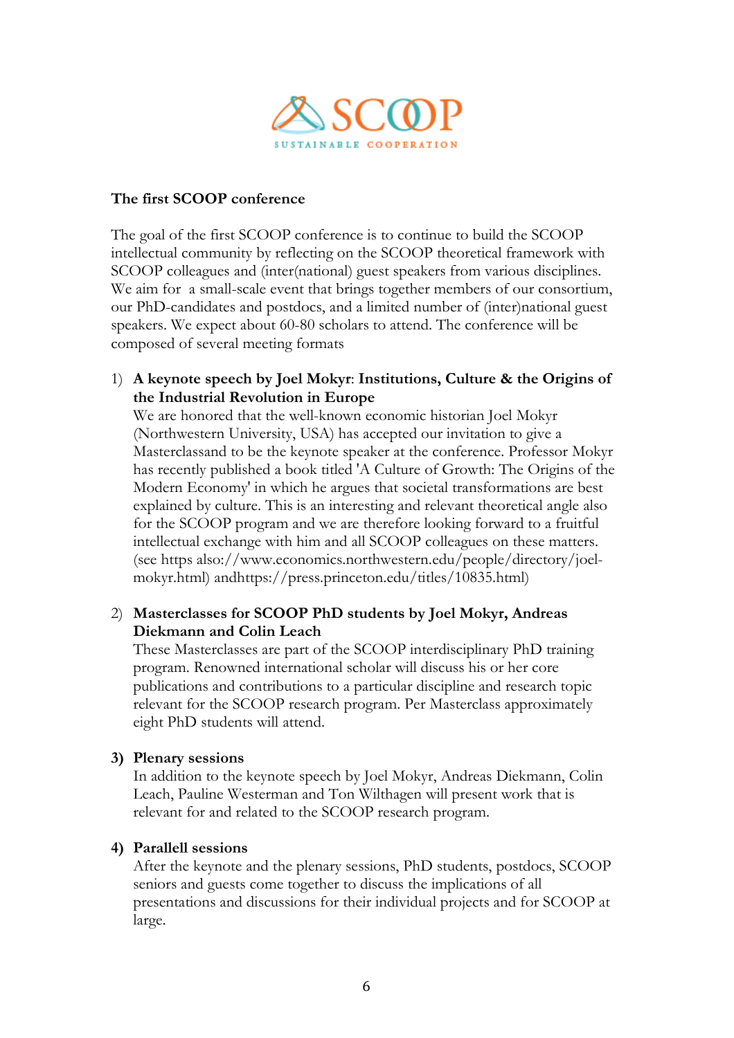SCOOP

SUSTAINABLE COOPERATION

**The first SCOOP conference**

The goal of the first SCOOP conference is to continue to build the SCOOP intellectual community by reflecting on the SCOOP theoretical framework with SCOOP colleagues and (inter(national) guest speakers from various disciplines. We aim for a small-scale event that brings together members of our consortium, our PhD-candidates and postdocs, and a limited number of (inter)national guest speakers. We expect about 60-80 scholars to attend. The conference will be composed of several meeting formats

1) **A keynote speech by Joel Mokyr**: **Institutions, Culture & the Origins of the Industrial Revolution in Europe**
   We are honored that the well-known economic historian Joel Mokyr (Northwestern University, USA) has accepted our invitation to give a Masterclassand to be the keynote speaker at the conference. Professor Mokyr has recently published a book titled 'A Culture of Growth: The Origins of the Modern Economy' in which he argues that societal transformations are best explained by culture. This is an interesting and relevant theoretical angle also for the SCOOP program and we are therefore looking forward to a fruitful intellectual exchange with him and all SCOOP colleagues on these matters. (see https also://www.economics.northwestern.edu/people/directory/joel-mokyr.html) andhttps://press.princeton.edu/titles/10835.html)

2) **Masterclasses for SCOOP PhD students by Joel Mokyr, Andreas Diekmann and Colin Leach**
   These Masterclasses are part of the SCOOP interdisciplinary PhD training program. Renowned international scholar will discuss his or her core publications and contributions to a particular discipline and research topic relevant for the SCOOP research program. Per Masterclass approximately eight PhD students will attend.

3) **Plenary sessions**
   In addition to the keynote speech by Joel Mokyr, Andreas Diekmann, Colin Leach, Pauline Westerman and Ton Wilthagen will present work that is relevant for and related to the SCOOP research program.

4) **Parallell sessions**
   After the keynote and the plenary sessions, PhD students, postdocs, SCOOP seniors and guests come together to discuss the implications of all presentations and discussions for their individual projects and for SCOOP at large.